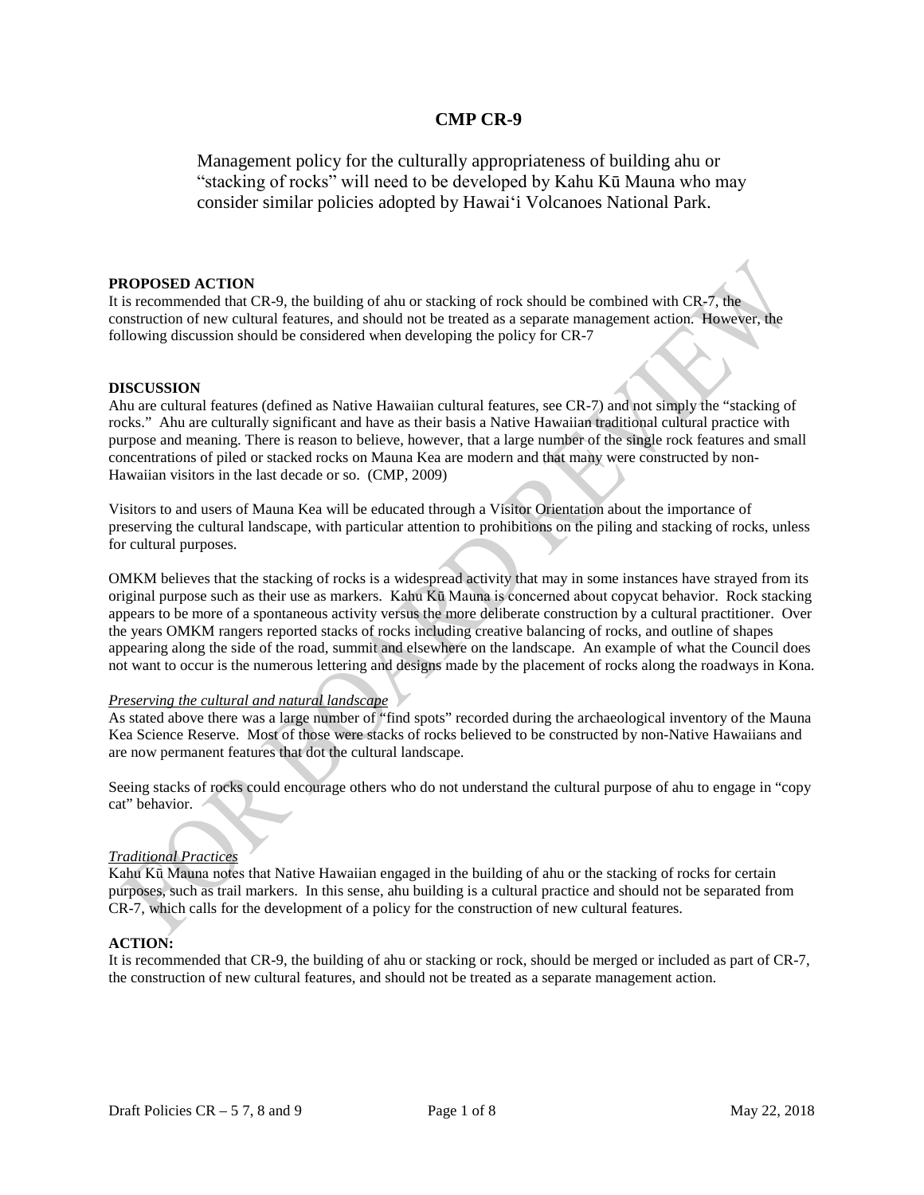# CMP CR-9

Management policy for the culturally appropriateness of building ahu or "stacking of rocks" will need to be developed by Kahu Kū Mauna who may consider similar policies adopted by Hawai'i Volcanoes National Park.

**PROPOSED ACTION**

It is recommended that CR-9, the building of ahu or stacking of rock should be combined with CR-7, the construction of new cultural features, and should not be treated as a separate management action. However, the following discussion should be considered when developing the policy for CR-7

**DISCUSSION**

Ahu are cultural features (defined as Native Hawaiian cultural features, see CR-7) and not simply the "stacking of rocks." Ahu are culturally significant and have as their basis a Native Hawaiian traditional cultural practice with purpose and meaning. There is reason to believe, however, that a large number of the single rock features and small concentrations of piled or stacked rocks on Mauna Kea are modern and that many were constructed by non-Hawaiian visitors in the last decade or so. (CMP, 2009)

Visitors to and users of Mauna Kea will be educated through a Visitor Orientation about the importance of preserving the cultural landscape, with particular attention to prohibitions on the piling and stacking of rocks, unless for cultural purposes.

OMKM believes that the stacking of rocks is a widespread activity that may in some instances have strayed from its original purpose such as their use as markers. Kahu Kū Mauna is concerned about copycat behavior. Rock stacking appears to be more of a spontaneous activity versus the more deliberate construction by a cultural practitioner. Over the years OMKM rangers reported stacks of rocks including creative balancing of rocks, and outline of shapes appearing along the side of the road, summit and elsewhere on the landscape. An example of what the Council does not want to occur is the numerous lettering and designs made by the placement of rocks along the roadways in Kona.

*Preserving the cultural and natural landscape*

As stated above there was a large number of "find spots" recorded during the archaeological inventory of the Mauna Kea Science Reserve. Most of those were stacks of rocks believed to be constructed by non-Native Hawaiians and are now permanent features that dot the cultural landscape.

Seeing stacks of rocks could encourage others who do not understand the cultural purpose of ahu to engage in "copy cat" behavior.

*Traditional Practices*

Kahu Kū Mauna notes that Native Hawaiian engaged in the building of ahu or the stacking of rocks for certain purposes, such as trail markers. In this sense, ahu building is a cultural practice and should not be separated from CR-7, which calls for the development of a policy for the construction of new cultural features.

**ACTION:**

It is recommended that CR-9, the building of ahu or stacking or rock, should be merged or included as part of CR-7, the construction of new cultural features, and should not be treated as a separate management action.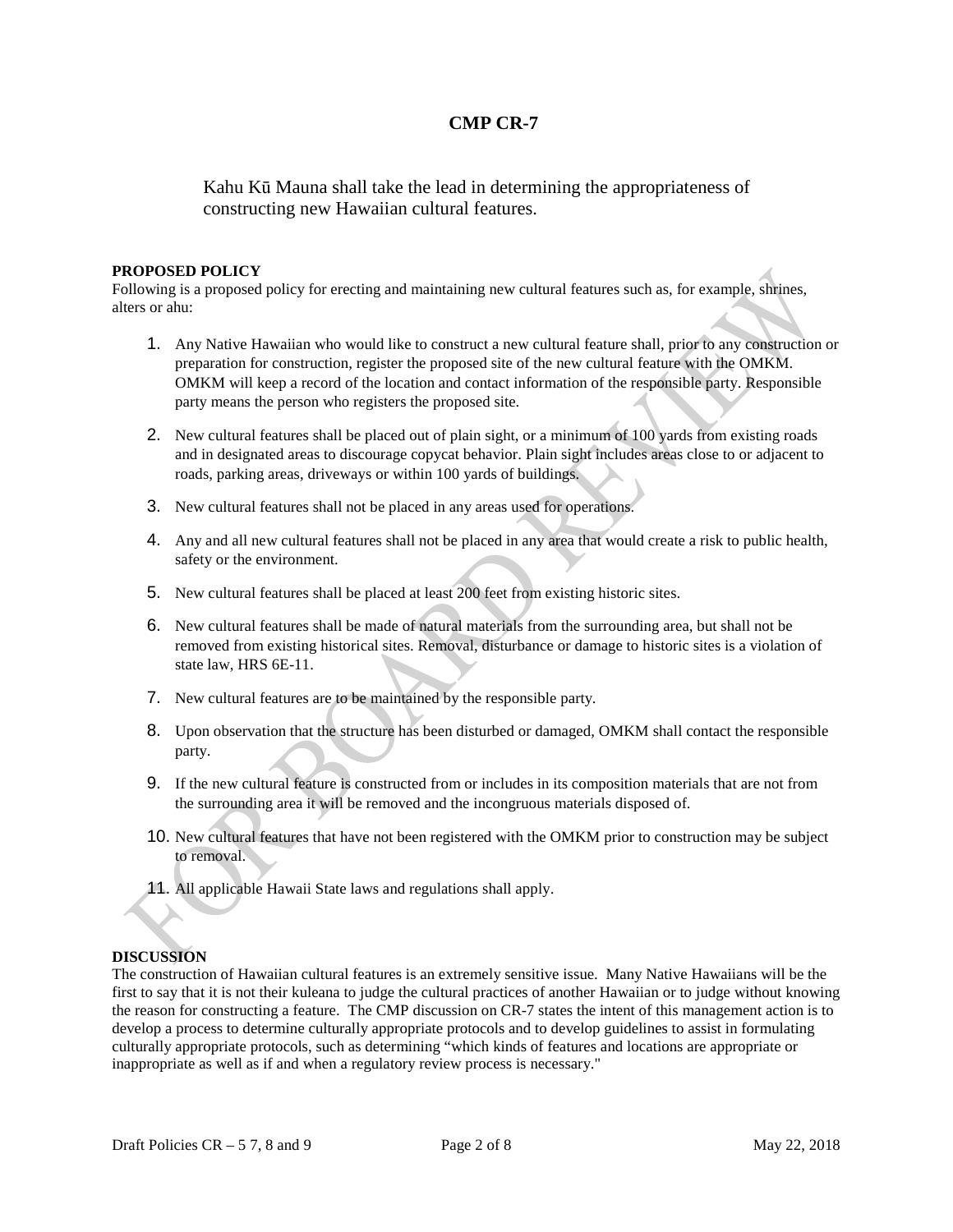# CMP CR-7

Kahu Kū Mauna shall take the lead in determining the appropriateness of constructing new Hawaiian cultural features.

**PROPOSED POLICY**

Following is a proposed policy for erecting and maintaining new cultural features such as, for example, shrines, alters or ahu:

1. Any Native Hawaiian who would like to construct a new cultural feature shall, prior to any construction or preparation for construction, register the proposed site of the new cultural feature with the OMKM. OMKM will keep a record of the location and contact information of the responsible party. Responsible party means the person who registers the proposed site.
2. New cultural features shall be placed out of plain sight, or a minimum of 100 yards from existing roads and in designated areas to discourage copycat behavior. Plain sight includes areas close to or adjacent to roads, parking areas, driveways or within 100 yards of buildings.
3. New cultural features shall not be placed in any areas used for operations.
4. Any and all new cultural features shall not be placed in any area that would create a risk to public health, safety or the environment.
5. New cultural features shall be placed at least 200 feet from existing historic sites.
6. New cultural features shall be made of natural materials from the surrounding area, but shall not be removed from existing historical sites. Removal, disturbance or damage to historic sites is a violation of state law, HRS 6E-11.
7. New cultural features are to be maintained by the responsible party.
8. Upon observation that the structure has been disturbed or damaged, OMKM shall contact the responsible party.
9. If the new cultural feature is constructed from or includes in its composition materials that are not from the surrounding area it will be removed and the incongruous materials disposed of.
10. New cultural features that have not been registered with the OMKM prior to construction may be subject to removal.
11. All applicable Hawaii State laws and regulations shall apply.

**DISCUSSION**

The construction of Hawaiian cultural features is an extremely sensitive issue. Many Native Hawaiians will be the first to say that it is not their kuleana to judge the cultural practices of another Hawaiian or to judge without knowing the reason for constructing a feature. The CMP discussion on CR-7 states the intent of this management action is to develop a process to determine culturally appropriate protocols and to develop guidelines to assist in formulating culturally appropriate protocols, such as determining "which kinds of features and locations are appropriate or inappropriate as well as if and when a regulatory review process is necessary."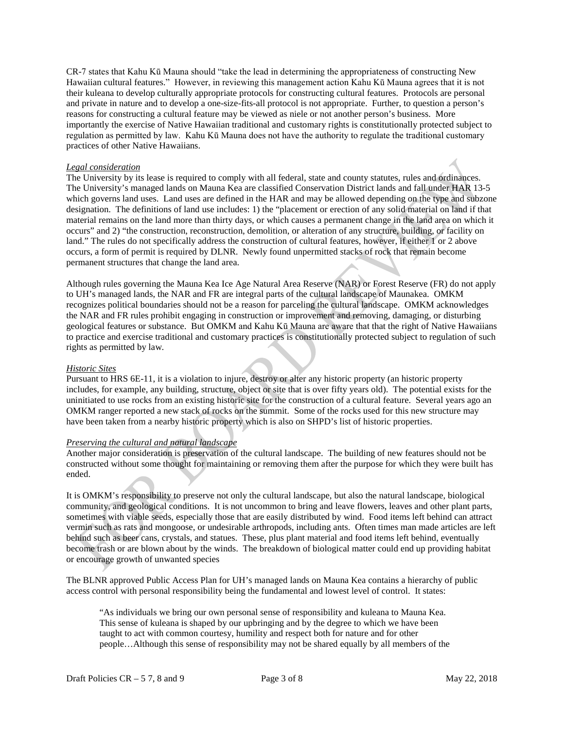CR-7 states that Kahu Kū Mauna should "take the lead in determining the appropriateness of constructing New Hawaiian cultural features." However, in reviewing this management action Kahu Kū Mauna agrees that it is not their kuleana to develop culturally appropriate protocols for constructing cultural features. Protocols are personal and private in nature and to develop a one-size-fits-all protocol is not appropriate. Further, to question a person's reasons for constructing a cultural feature may be viewed as niele or not another person's business. More importantly the exercise of Native Hawaiian traditional and customary rights is constitutionally protected subject to regulation as permitted by law. Kahu Kū Mauna does not have the authority to regulate the traditional customary practices of other Native Hawaiians.

*Legal consideration*

The University by its lease is required to comply with all federal, state and county statutes, rules and ordinances. The University's managed lands on Mauna Kea are classified Conservation District lands and fall under HAR 13-5 which governs land uses. Land uses are defined in the HAR and may be allowed depending on the type and subzone designation. The definitions of land use includes: 1) the "placement or erection of any solid material on land if that material remains on the land more than thirty days, or which causes a permanent change in the land area on which it occurs" and 2) "the construction, reconstruction, demolition, or alteration of any structure, building, or facility on land." The rules do not specifically address the construction of cultural features, however, if either 1 or 2 above occurs, a form of permit is required by DLNR. Newly found unpermitted stacks of rock that remain become permanent structures that change the land area.

Although rules governing the Mauna Kea Ice Age Natural Area Reserve (NAR) or Forest Reserve (FR) do not apply to UH's managed lands, the NAR and FR are integral parts of the cultural landscape of Maunakea. OMKM recognizes political boundaries should not be a reason for parceling the cultural landscape. OMKM acknowledges the NAR and FR rules prohibit engaging in construction or improvement and removing, damaging, or disturbing geological features or substance. But OMKM and Kahu Kū Mauna are aware that that the right of Native Hawaiians to practice and exercise traditional and customary practices is constitutionally protected subject to regulation of such rights as permitted by law.

*Historic Sites*

Pursuant to HRS 6E-11, it is a violation to injure, destroy or alter any historic property (an historic property includes, for example, any building, structure, object or site that is over fifty years old). The potential exists for the uninitiated to use rocks from an existing historic site for the construction of a cultural feature. Several years ago an OMKM ranger reported a new stack of rocks on the summit. Some of the rocks used for this new structure may have been taken from a nearby historic property which is also on SHPD's list of historic properties.

*Preserving the cultural and natural landscape*

Another major consideration is preservation of the cultural landscape. The building of new features should not be constructed without some thought for maintaining or removing them after the purpose for which they were built has ended.

It is OMKM's responsibility to preserve not only the cultural landscape, but also the natural landscape, biological community, and geological conditions. It is not uncommon to bring and leave flowers, leaves and other plant parts, sometimes with viable seeds, especially those that are easily distributed by wind. Food items left behind can attract vermin such as rats and mongoose, or undesirable arthropods, including ants. Often times man made articles are left behind such as beer cans, crystals, and statues. These, plus plant material and food items left behind, eventually become trash or are blown about by the winds. The breakdown of biological matter could end up providing habitat or encourage growth of unwanted species

The BLNR approved Public Access Plan for UH's managed lands on Mauna Kea contains a hierarchy of public access control with personal responsibility being the fundamental and lowest level of control. It states:

> "As individuals we bring our own personal sense of responsibility and kuleana to Mauna Kea. This sense of kuleana is shaped by our upbringing and by the degree to which we have been taught to act with common courtesy, humility and respect both for nature and for other people…Although this sense of responsibility may not be shared equally by all members of the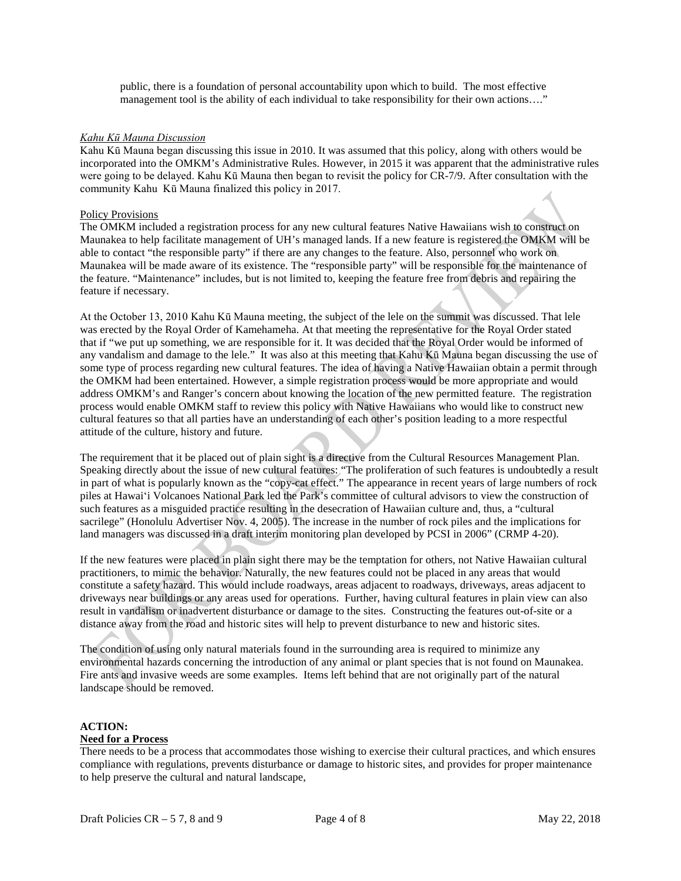public, there is a foundation of personal accountability upon which to build. The most effective management tool is the ability of each individual to take responsibility for their own actions…."

*Kahu Kū Mauna Discussion*

Kahu Kū Mauna began discussing this issue in 2010. It was assumed that this policy, along with others would be incorporated into the OMKM's Administrative Rules. However, in 2015 it was apparent that the administrative rules were going to be delayed. Kahu Kū Mauna then began to revisit the policy for CR-7/9. After consultation with the community Kahu Kū Mauna finalized this policy in 2017.

Policy Provisions

The OMKM included a registration process for any new cultural features Native Hawaiians wish to construct on Maunakea to help facilitate management of UH's managed lands. If a new feature is registered the OMKM will be able to contact "the responsible party" if there are any changes to the feature. Also, personnel who work on Maunakea will be made aware of its existence. The "responsible party" will be responsible for the maintenance of the feature. "Maintenance" includes, but is not limited to, keeping the feature free from debris and repairing the feature if necessary.

At the October 13, 2010 Kahu Kū Mauna meeting, the subject of the lele on the summit was discussed. That lele was erected by the Royal Order of Kamehameha. At that meeting the representative for the Royal Order stated that if "we put up something, we are responsible for it. It was decided that the Royal Order would be informed of any vandalism and damage to the lele." It was also at this meeting that Kahu Kū Mauna began discussing the use of some type of process regarding new cultural features. The idea of having a Native Hawaiian obtain a permit through the OMKM had been entertained. However, a simple registration process would be more appropriate and would address OMKM's and Ranger's concern about knowing the location of the new permitted feature. The registration process would enable OMKM staff to review this policy with Native Hawaiians who would like to construct new cultural features so that all parties have an understanding of each other's position leading to a more respectful attitude of the culture, history and future.

The requirement that it be placed out of plain sight is a directive from the Cultural Resources Management Plan. Speaking directly about the issue of new cultural features: "The proliferation of such features is undoubtedly a result in part of what is popularly known as the "copy-cat effect." The appearance in recent years of large numbers of rock piles at Hawai'i Volcanoes National Park led the Park's committee of cultural advisors to view the construction of such features as a misguided practice resulting in the desecration of Hawaiian culture and, thus, a "cultural sacrilege" (Honolulu Advertiser Nov. 4, 2005). The increase in the number of rock piles and the implications for land managers was discussed in a draft interim monitoring plan developed by PCSI in 2006" (CRMP 4-20).

If the new features were placed in plain sight there may be the temptation for others, not Native Hawaiian cultural practitioners, to mimic the behavior. Naturally, the new features could not be placed in any areas that would constitute a safety hazard. This would include roadways, areas adjacent to roadways, driveways, areas adjacent to driveways near buildings or any areas used for operations. Further, having cultural features in plain view can also result in vandalism or inadvertent disturbance or damage to the sites. Constructing the features out-of-site or a distance away from the road and historic sites will help to prevent disturbance to new and historic sites.

The condition of using only natural materials found in the surrounding area is required to minimize any environmental hazards concerning the introduction of any animal or plant species that is not found on Maunakea. Fire ants and invasive weeds are some examples. Items left behind that are not originally part of the natural landscape should be removed.

**ACTION:**

**Need for a Process**

There needs to be a process that accommodates those wishing to exercise their cultural practices, and which ensures compliance with regulations, prevents disturbance or damage to historic sites, and provides for proper maintenance to help preserve the cultural and natural landscape,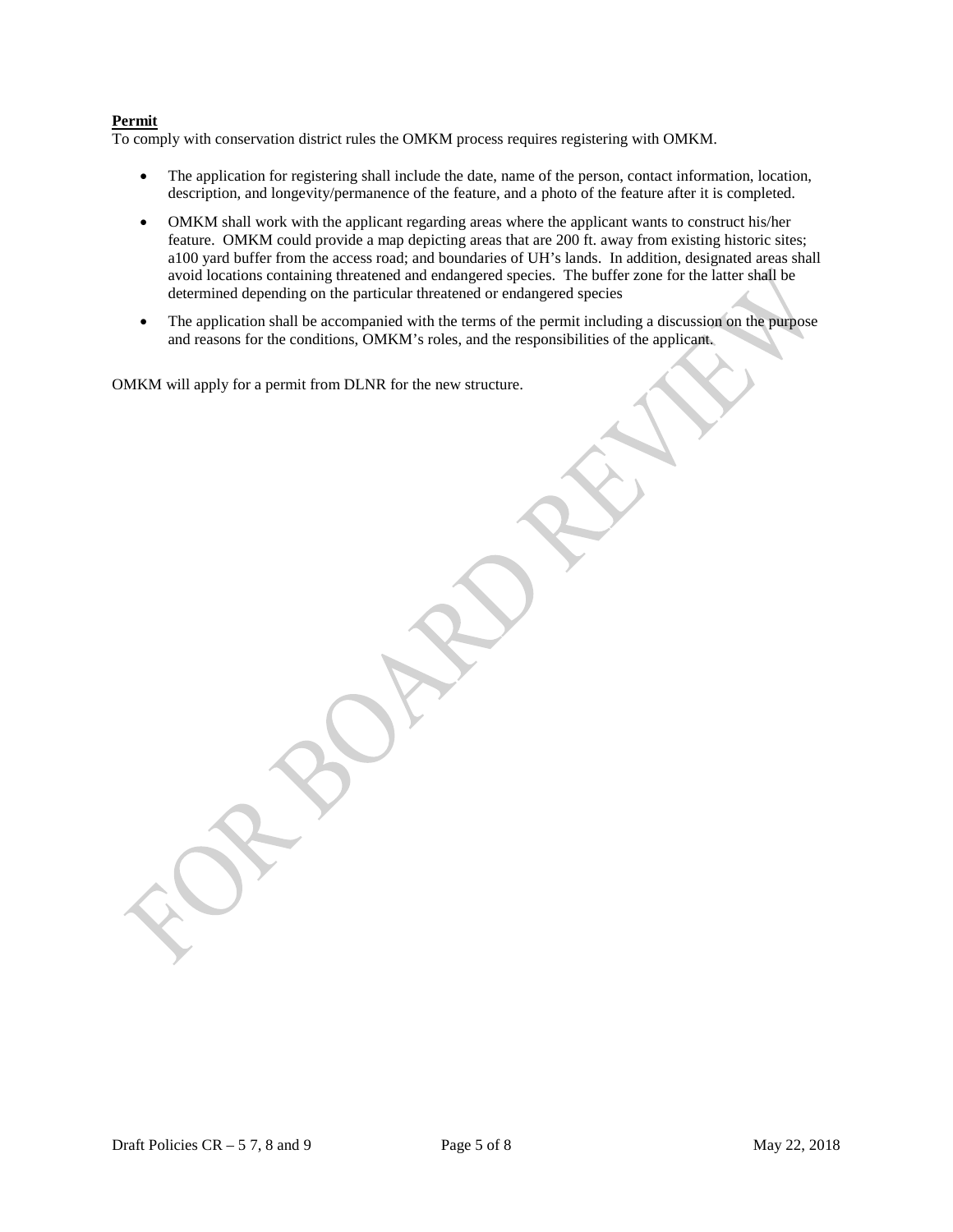**Permit**

To comply with conservation district rules the OMKM process requires registering with OMKM.

- The application for registering shall include the date, name of the person, contact information, location, description, and longevity/permanence of the feature, and a photo of the feature after it is completed.
- OMKM shall work with the applicant regarding areas where the applicant wants to construct his/her feature. OMKM could provide a map depicting areas that are 200 ft. away from existing historic sites; a100 yard buffer from the access road; and boundaries of UH's lands. In addition, designated areas shall avoid locations containing threatened and endangered species. The buffer zone for the latter shall be determined depending on the particular threatened or endangered species
- The application shall be accompanied with the terms of the permit including a discussion on the purpose and reasons for the conditions, OMKM's roles, and the responsibilities of the applicant.

OMKM will apply for a permit from DLNR for the new structure.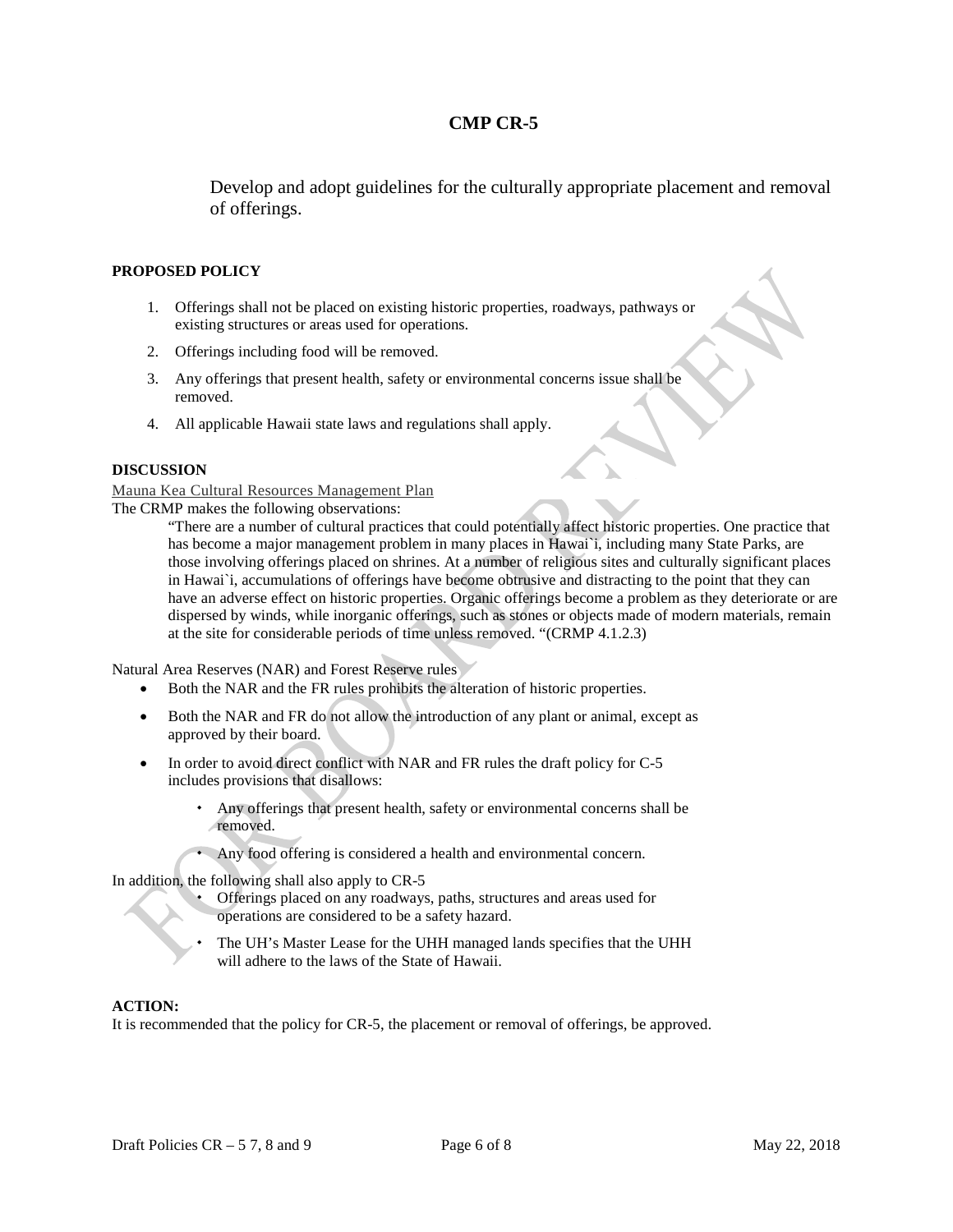# CMP CR-5

Develop and adopt guidelines for the culturally appropriate placement and removal of offerings.

**PROPOSED POLICY**

1. Offerings shall not be placed on existing historic properties, roadways, pathways or existing structures or areas used for operations.
2. Offerings including food will be removed.
3. Any offerings that present health, safety or environmental concerns issue shall be removed.
4. All applicable Hawaii state laws and regulations shall apply.

**DISCUSSION**

Mauna Kea Cultural Resources Management Plan

The CRMP makes the following observations:

> "There are a number of cultural practices that could potentially affect historic properties. One practice that has become a major management problem in many places in Hawai`i, including many State Parks, are those involving offerings placed on shrines. At a number of religious sites and culturally significant places in Hawai`i, accumulations of offerings have become obtrusive and distracting to the point that they can have an adverse effect on historic properties. Organic offerings become a problem as they deteriorate or are dispersed by winds, while inorganic offerings, such as stones or objects made of modern materials, remain at the site for considerable periods of time unless removed. "(CRMP 4.1.2.3)

Natural Area Reserves (NAR) and Forest Reserve rules

- Both the NAR and the FR rules prohibits the alteration of historic properties.
- Both the NAR and FR do not allow the introduction of any plant or animal, except as approved by their board.
- In order to avoid direct conflict with NAR and FR rules the draft policy for C-5 includes provisions that disallows:
  - Any offerings that present health, safety or environmental concerns shall be removed.
  - Any food offering is considered a health and environmental concern.

In addition, the following shall also apply to CR-5

- Offerings placed on any roadways, paths, structures and areas used for operations are considered to be a safety hazard.
- The UH's Master Lease for the UHH managed lands specifies that the UHH will adhere to the laws of the State of Hawaii.

**ACTION:**

It is recommended that the policy for CR-5, the placement or removal of offerings, be approved.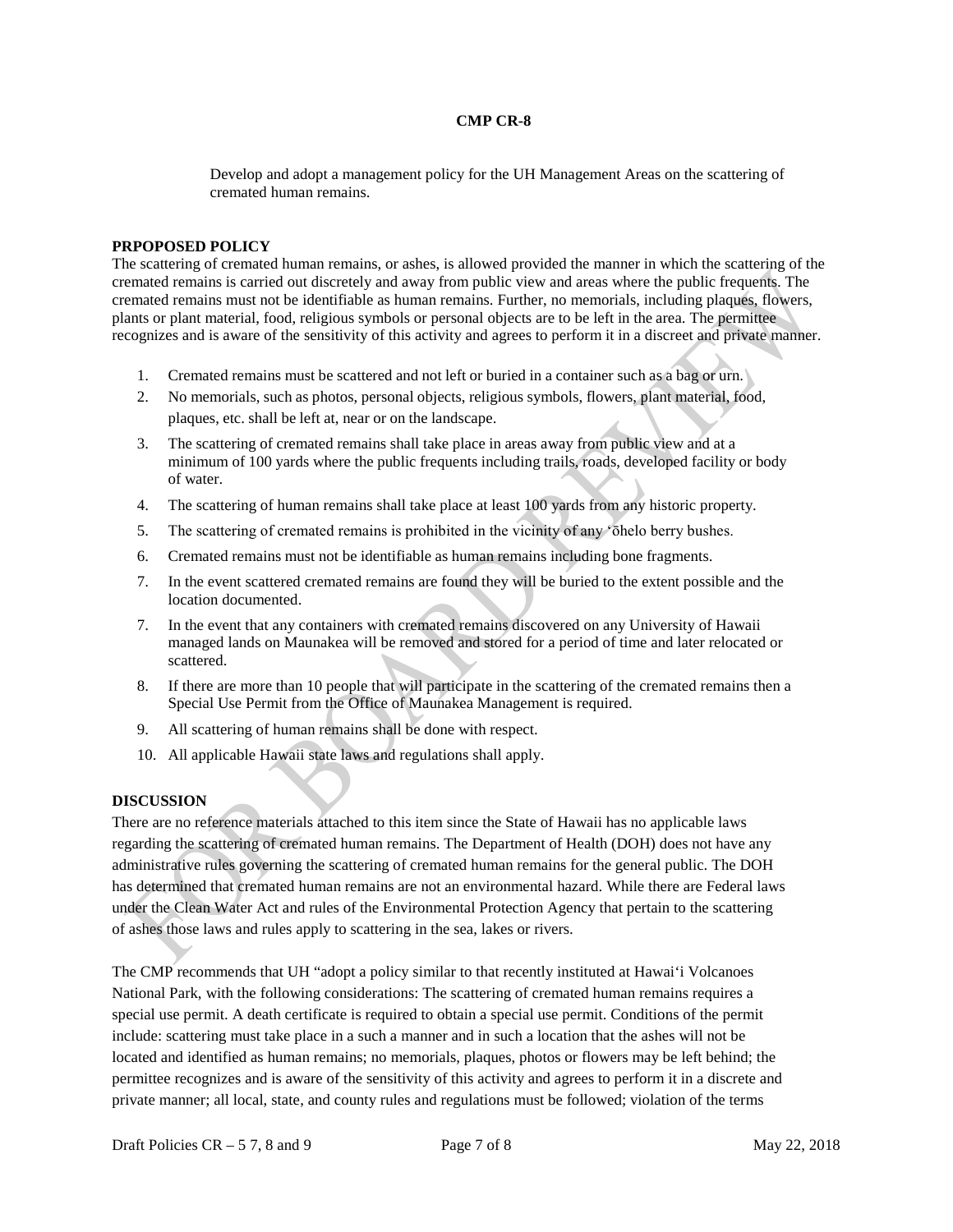**CMP CR-8**

Develop and adopt a management policy for the UH Management Areas on the scattering of cremated human remains.

**PRPOPOSED POLICY**

The scattering of cremated human remains, or ashes, is allowed provided the manner in which the scattering of the cremated remains is carried out discretely and away from public view and areas where the public frequents. The cremated remains must not be identifiable as human remains. Further, no memorials, including plaques, flowers, plants or plant material, food, religious symbols or personal objects are to be left in the area. The permittee recognizes and is aware of the sensitivity of this activity and agrees to perform it in a discreet and private manner.

1. Cremated remains must be scattered and not left or buried in a container such as a bag or urn.
2. No memorials, such as photos, personal objects, religious symbols, flowers, plant material, food, plaques, etc. shall be left at, near or on the landscape.
3. The scattering of cremated remains shall take place in areas away from public view and at a minimum of 100 yards where the public frequents including trails, roads, developed facility or body of water.
4. The scattering of human remains shall take place at least 100 yards from any historic property.
5. The scattering of cremated remains is prohibited in the vicinity of any ʻōhelo berry bushes.
6. Cremated remains must not be identifiable as human remains including bone fragments.
7. In the event scattered cremated remains are found they will be buried to the extent possible and the location documented.
7. In the event that any containers with cremated remains discovered on any University of Hawaii managed lands on Maunakea will be removed and stored for a period of time and later relocated or scattered.
8. If there are more than 10 people that will participate in the scattering of the cremated remains then a Special Use Permit from the Office of Maunakea Management is required.
9. All scattering of human remains shall be done with respect.
10. All applicable Hawaii state laws and regulations shall apply.

**DISCUSSION**

There are no reference materials attached to this item since the State of Hawaii has no applicable laws regarding the scattering of cremated human remains. The Department of Health (DOH) does not have any administrative rules governing the scattering of cremated human remains for the general public. The DOH has determined that cremated human remains are not an environmental hazard. While there are Federal laws under the Clean Water Act and rules of the Environmental Protection Agency that pertain to the scattering of ashes those laws and rules apply to scattering in the sea, lakes or rivers.

The CMP recommends that UH "adopt a policy similar to that recently instituted at Hawaiʻi Volcanoes National Park, with the following considerations: The scattering of cremated human remains requires a special use permit. A death certificate is required to obtain a special use permit. Conditions of the permit include: scattering must take place in a such a manner and in such a location that the ashes will not be located and identified as human remains; no memorials, plaques, photos or flowers may be left behind; the permittee recognizes and is aware of the sensitivity of this activity and agrees to perform it in a discrete and private manner; all local, state, and county rules and regulations must be followed; violation of the terms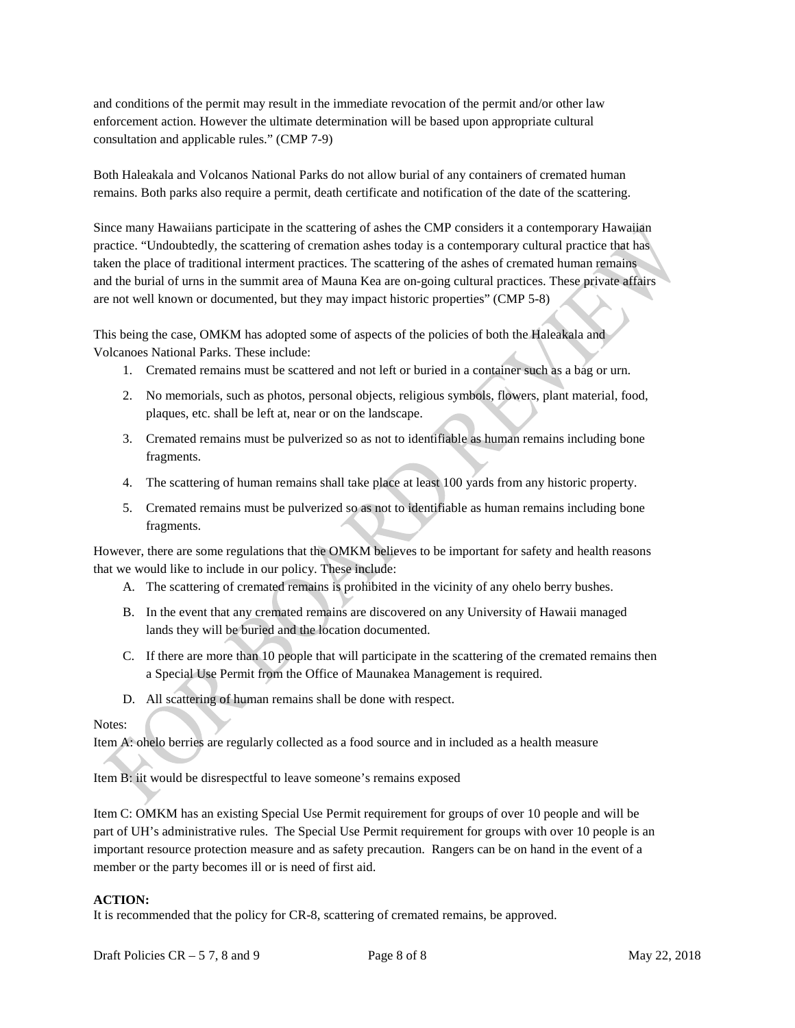and conditions of the permit may result in the immediate revocation of the permit and/or other law enforcement action. However the ultimate determination will be based upon appropriate cultural consultation and applicable rules." (CMP 7-9)

Both Haleakala and Volcanos National Parks do not allow burial of any containers of cremated human remains. Both parks also require a permit, death certificate and notification of the date of the scattering.

Since many Hawaiians participate in the scattering of ashes the CMP considers it a contemporary Hawaiian practice. "Undoubtedly, the scattering of cremation ashes today is a contemporary cultural practice that has taken the place of traditional interment practices. The scattering of the ashes of cremated human remains and the burial of urns in the summit area of Mauna Kea are on-going cultural practices. These private affairs are not well known or documented, but they may impact historic properties" (CMP 5-8)

This being the case, OMKM has adopted some of aspects of the policies of both the Haleakala and Volcanoes National Parks. These include:

1. Cremated remains must be scattered and not left or buried in a container such as a bag or urn.
2. No memorials, such as photos, personal objects, religious symbols, flowers, plant material, food, plaques, etc. shall be left at, near or on the landscape.
3. Cremated remains must be pulverized so as not to identifiable as human remains including bone fragments.
4. The scattering of human remains shall take place at least 100 yards from any historic property.
5. Cremated remains must be pulverized so as not to identifiable as human remains including bone fragments.

However, there are some regulations that the OMKM believes to be important for safety and health reasons that we would like to include in our policy. These include:

A. The scattering of cremated remains is prohibited in the vicinity of any ohelo berry bushes.
B. In the event that any cremated remains are discovered on any University of Hawaii managed lands they will be buried and the location documented.
C. If there are more than 10 people that will participate in the scattering of the cremated remains then a Special Use Permit from the Office of Maunakea Management is required.
D. All scattering of human remains shall be done with respect.

Notes:

Item A: ohelo berries are regularly collected as a food source and in included as a health measure

Item B: iit would be disrespectful to leave someone's remains exposed

Item C: OMKM has an existing Special Use Permit requirement for groups of over 10 people and will be part of UH's administrative rules. The Special Use Permit requirement for groups with over 10 people is an important resource protection measure and as safety precaution. Rangers can be on hand in the event of a member or the party becomes ill or is need of first aid.

**ACTION:**

It is recommended that the policy for CR-8, scattering of cremated remains, be approved.